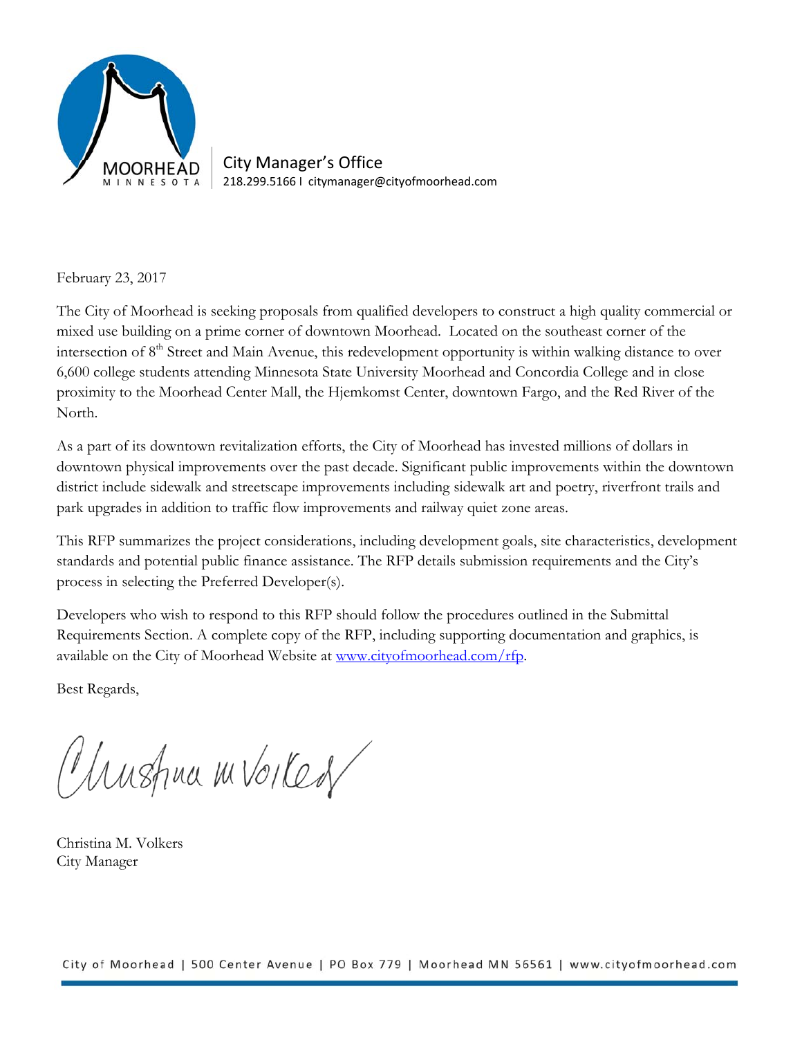MOORHEAD
MINNESOTA

City Manager's Office
218.299.5166 I citymanager@cityofmoorhead.com

February 23, 2017

The City of Moorhead is seeking proposals from qualified developers to construct a high quality commercial or mixed use building on a prime corner of downtown Moorhead. Located on the southeast corner of the intersection of 8th Street and Main Avenue, this redevelopment opportunity is within walking distance to over 6,600 college students attending Minnesota State University Moorhead and Concordia College and in close proximity to the Moorhead Center Mall, the Hjemkomst Center, downtown Fargo, and the Red River of the North.

As a part of its downtown revitalization efforts, the City of Moorhead has invested millions of dollars in downtown physical improvements over the past decade. Significant public improvements within the downtown district include sidewalk and streetscape improvements including sidewalk art and poetry, riverfront trails and park upgrades in addition to traffic flow improvements and railway quiet zone areas.

This RFP summarizes the project considerations, including development goals, site characteristics, development standards and potential public finance assistance. The RFP details submission requirements and the City's process in selecting the Preferred Developer(s).

Developers who wish to respond to this RFP should follow the procedures outlined in the Submittal Requirements Section. A complete copy of the RFP, including supporting documentation and graphics, is available on the City of Moorhead Website at [www.cityofmoorhead.com/rfp](www.cityofmoorhead.com/rfp).

Best Regards,

Christina M. Volkers
City Manager

City of Moorhead | 500 Center Avenue | PO Box 779 | Moorhead MN 56561 | www.cityofmoorhead.com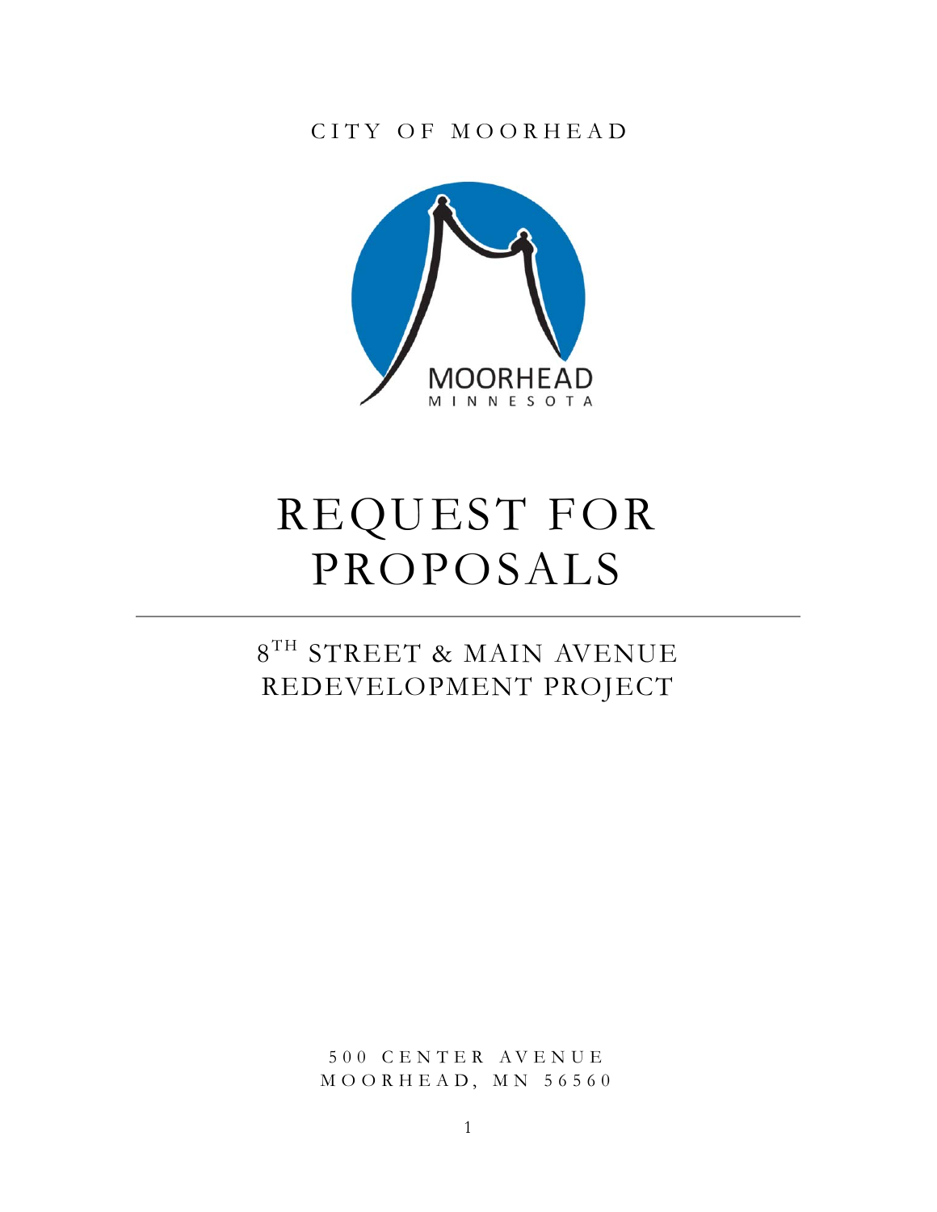CITY OF MOORHEAD

MOORHEAD MINNESOTA

# REQUEST FOR PROPOSALS

## 8[TH] STREET & MAIN AVENUE REDEVELOPMENT PROJECT

500 CENTER AVENUE
MOORHEAD, MN 56560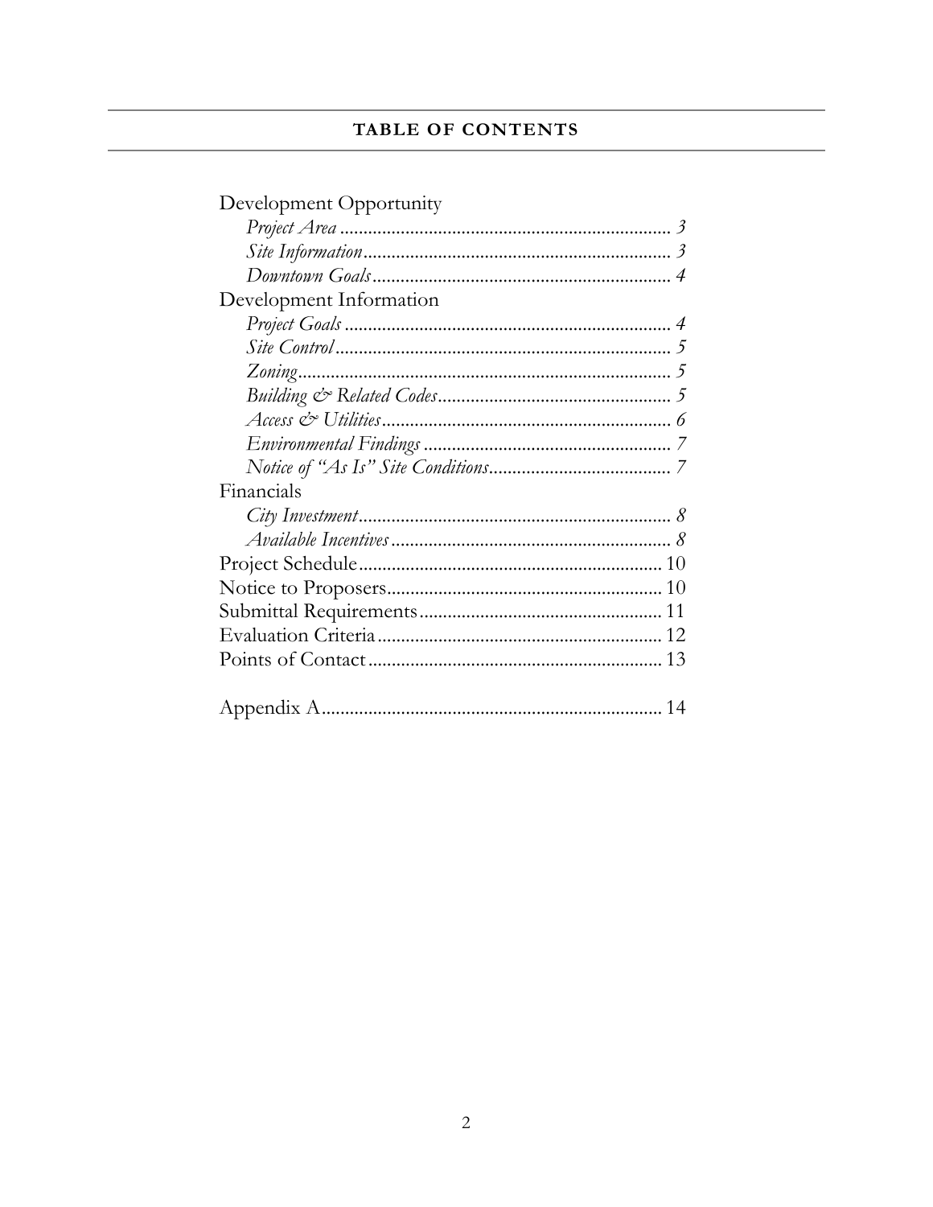## TABLE OF CONTENTS

Development Opportunity
- *Project Area* ........ *3*
- *Site Information* ........ *3*
- *Downtown Goals* ........ *4*

Development Information
- *Project Goals* ........ *4*
- *Site Control* ........ *5*
- *Zoning* ........ *5*
- *Building & Related Codes* ........ *5*
- *Access & Utilities* ........ *6*
- *Environmental Findings* ........ *7*
- *Notice of "As Is" Site Conditions* ........ *7*

Financials
- *City Investment* ........ *8*
- *Available Incentives* ........ *8*

Project Schedule ........ 10

Notice to Proposers ........ 10

Submittal Requirements ........ 11

Evaluation Criteria ........ 12

Points of Contact ........ 13

Appendix A ........ 14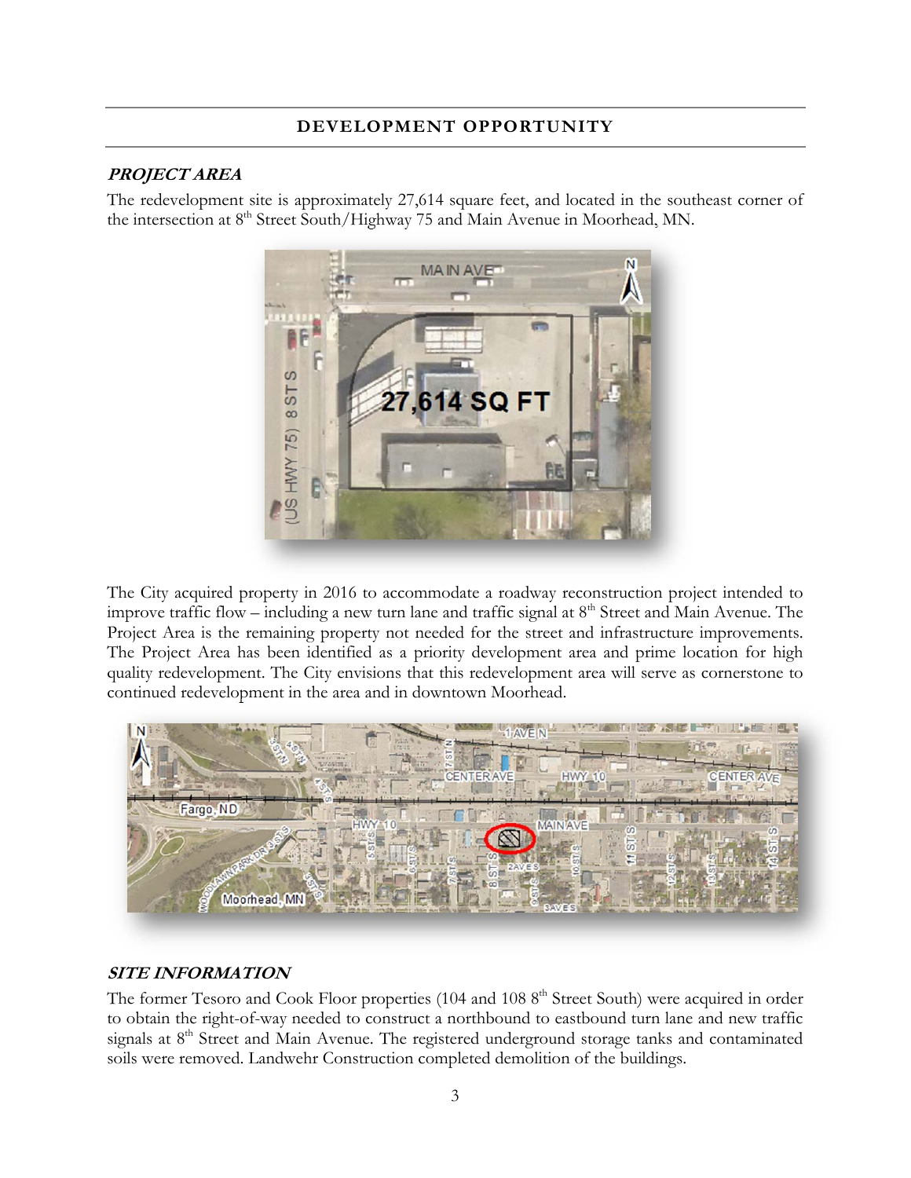## DEVELOPMENT OPPORTUNITY

### *PROJECT AREA*

The redevelopment site is approximately 27,614 square feet, and located in the southeast corner of the intersection at 8th Street South/Highway 75 and Main Avenue in Moorhead, MN.

The City acquired property in 2016 to accommodate a roadway reconstruction project intended to improve traffic flow – including a new turn lane and traffic signal at 8th Street and Main Avenue. The Project Area is the remaining property not needed for the street and infrastructure improvements. The Project Area has been identified as a priority development area and prime location for high quality redevelopment. The City envisions that this redevelopment area will serve as cornerstone to continued redevelopment in the area and in downtown Moorhead.

### *SITE INFORMATION*

The former Tesoro and Cook Floor properties (104 and 108 8th Street South) were acquired in order to obtain the right-of-way needed to construct a northbound to eastbound turn lane and new traffic signals at 8th Street and Main Avenue. The registered underground storage tanks and contaminated soils were removed. Landwehr Construction completed demolition of the buildings.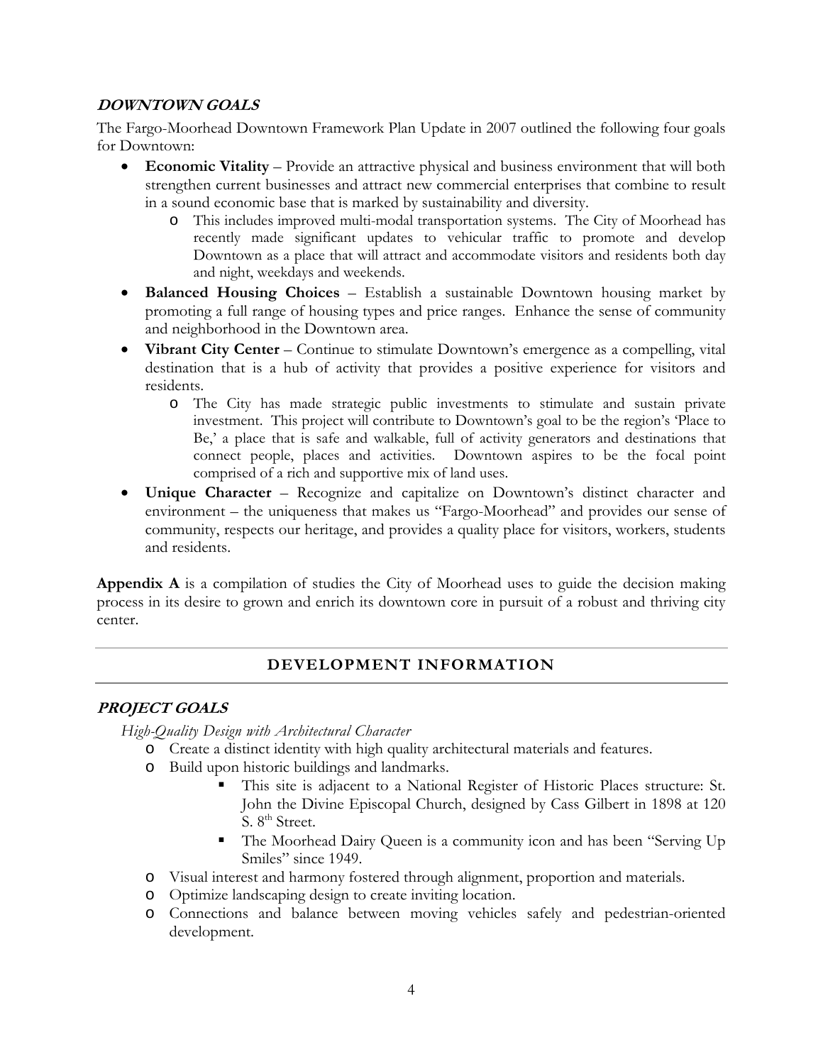### *DOWNTOWN GOALS*

The Fargo-Moorhead Downtown Framework Plan Update in 2007 outlined the following four goals for Downtown:

- **Economic Vitality** – Provide an attractive physical and business environment that will both strengthen current businesses and attract new commercial enterprises that combine to result in a sound economic base that is marked by sustainability and diversity.
  - This includes improved multi-modal transportation systems. The City of Moorhead has recently made significant updates to vehicular traffic to promote and develop Downtown as a place that will attract and accommodate visitors and residents both day and night, weekdays and weekends.
- **Balanced Housing Choices** – Establish a sustainable Downtown housing market by promoting a full range of housing types and price ranges. Enhance the sense of community and neighborhood in the Downtown area.
- **Vibrant City Center** – Continue to stimulate Downtown's emergence as a compelling, vital destination that is a hub of activity that provides a positive experience for visitors and residents.
  - The City has made strategic public investments to stimulate and sustain private investment. This project will contribute to Downtown's goal to be the region's 'Place to Be,' a place that is safe and walkable, full of activity generators and destinations that connect people, places and activities. Downtown aspires to be the focal point comprised of a rich and supportive mix of land uses.
- **Unique Character** – Recognize and capitalize on Downtown's distinct character and environment – the uniqueness that makes us "Fargo-Moorhead" and provides our sense of community, respects our heritage, and provides a quality place for visitors, workers, students and residents.

**Appendix A** is a compilation of studies the City of Moorhead uses to guide the decision making process in its desire to grown and enrich its downtown core in pursuit of a robust and thriving city center.

## DEVELOPMENT INFORMATION

### *PROJECT GOALS*

*High-Quality Design with Architectural Character*

- Create a distinct identity with high quality architectural materials and features.
- Build upon historic buildings and landmarks.
  - This site is adjacent to a National Register of Historic Places structure: St. John the Divine Episcopal Church, designed by Cass Gilbert in 1898 at 120 S. 8th Street.
  - The Moorhead Dairy Queen is a community icon and has been "Serving Up Smiles" since 1949.
- Visual interest and harmony fostered through alignment, proportion and materials.
- Optimize landscaping design to create inviting location.
- Connections and balance between moving vehicles safely and pedestrian-oriented development.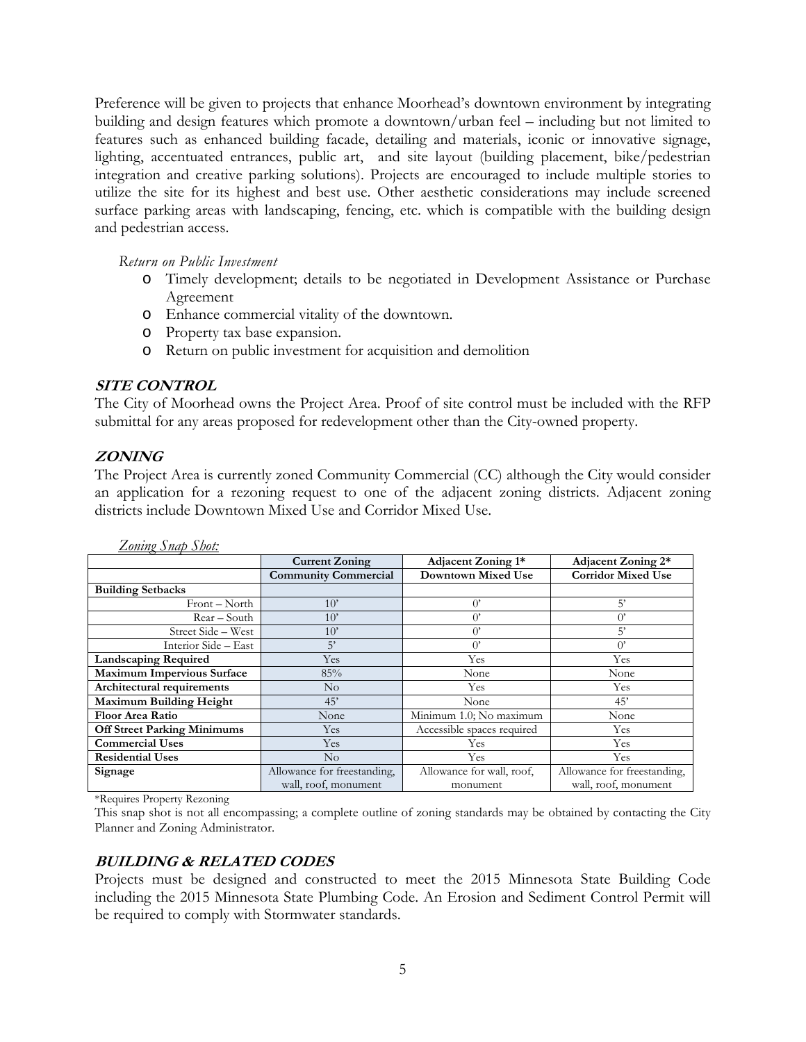Preference will be given to projects that enhance Moorhead's downtown environment by integrating building and design features which promote a downtown/urban feel – including but not limited to features such as enhanced building facade, detailing and materials, iconic or innovative signage, lighting, accentuated entrances, public art, and site layout (building placement, bike/pedestrian integration and creative parking solutions). Projects are encouraged to include multiple stories to utilize the site for its highest and best use. Other aesthetic considerations may include screened surface parking areas with landscaping, fencing, etc. which is compatible with the building design and pedestrian access.

*Return on Public Investment*

- Timely development; details to be negotiated in Development Assistance or Purchase Agreement
- Enhance commercial vitality of the downtown.
- Property tax base expansion.
- Return on public investment for acquisition and demolition

## SITE CONTROL

The City of Moorhead owns the Project Area. Proof of site control must be included with the RFP submittal for any areas proposed for redevelopment other than the City-owned property.

## ZONING

The Project Area is currently zoned Community Commercial (CC) although the City would consider an application for a rezoning request to one of the adjacent zoning districts. Adjacent zoning districts include Downtown Mixed Use and Corridor Mixed Use.

*Zoning Snap Shot:*

| | **Current Zoning** | **Adjacent Zoning 1*** | **Adjacent Zoning 2*** |
|---|---|---|---|
| | **Community Commercial** | **Downtown Mixed Use** | **Corridor Mixed Use** |
| **Building Setbacks** | | | |
| Front – North | 10' | 0' | 5' |
| Rear – South | 10' | 0' | 0' |
| Street Side – West | 10' | 0' | 5' |
| Interior Side – East | 5' | 0' | 0' |
| **Landscaping Required** | Yes | Yes | Yes |
| **Maximum Impervious Surface** | 85% | None | None |
| **Architectural requirements** | No | Yes | Yes |
| **Maximum Building Height** | 45' | None | 45' |
| **Floor Area Ratio** | None | Minimum 1.0; No maximum | None |
| **Off Street Parking Minimums** | Yes | Accessible spaces required | Yes |
| **Commercial Uses** | Yes | Yes | Yes |
| **Residential Uses** | No | Yes | Yes |
| **Signage** | Allowance for freestanding, wall, roof, monument | Allowance for wall, roof, monument | Allowance for freestanding, wall, roof, monument |

*Requires Property Rezoning

This snap shot is not all encompassing; a complete outline of zoning standards may be obtained by contacting the City Planner and Zoning Administrator.

## BUILDING & RELATED CODES

Projects must be designed and constructed to meet the 2015 Minnesota State Building Code including the 2015 Minnesota State Plumbing Code. An Erosion and Sediment Control Permit will be required to comply with Stormwater standards.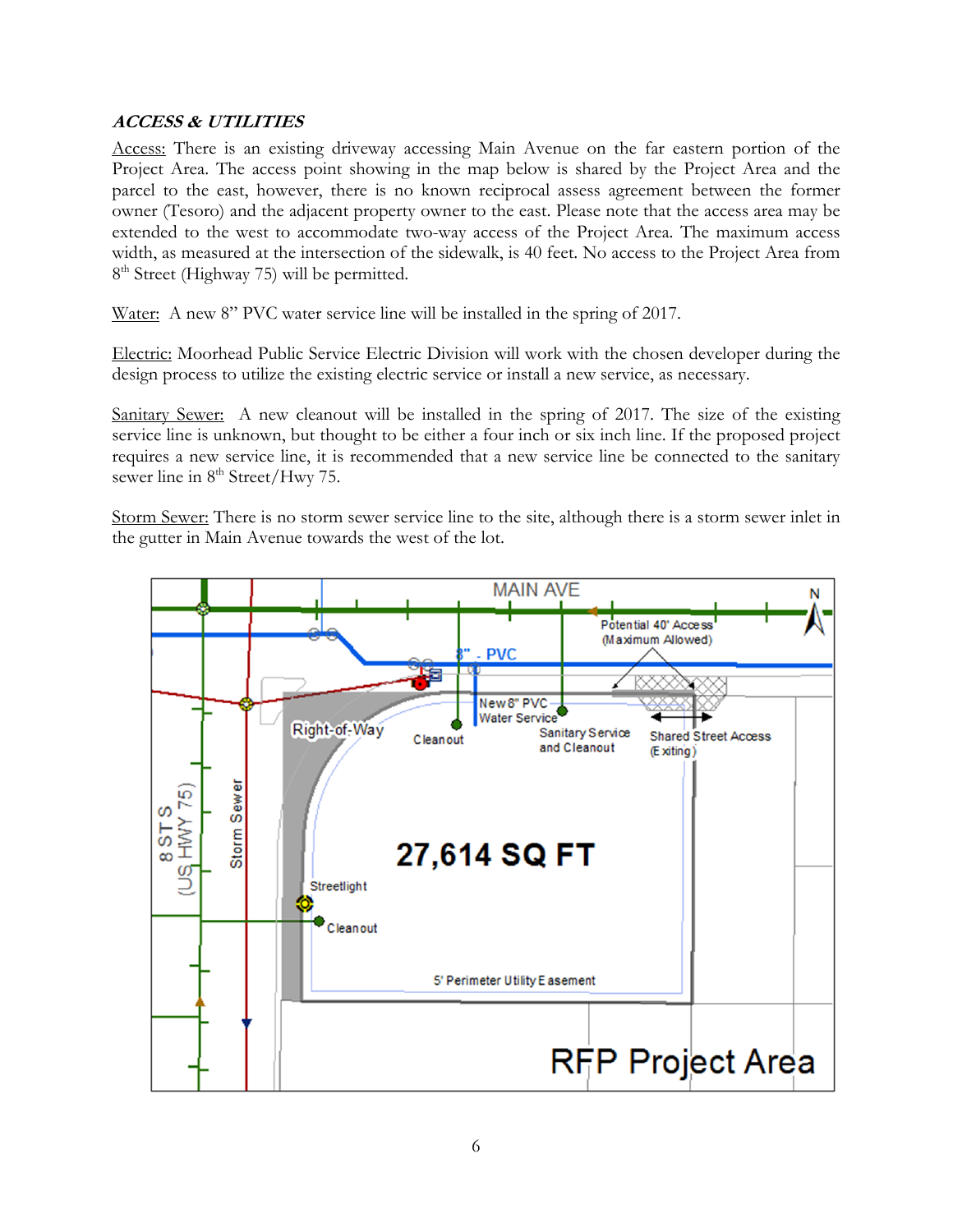***ACCESS & UTILITIES***

Access: There is an existing driveway accessing Main Avenue on the far eastern portion of the Project Area. The access point showing in the map below is shared by the Project Area and the parcel to the east, however, there is no known reciprocal assess agreement between the former owner (Tesoro) and the adjacent property owner to the east. Please note that the access area may be extended to the west to accommodate two-way access of the Project Area. The maximum access width, as measured at the intersection of the sidewalk, is 40 feet. No access to the Project Area from 8th Street (Highway 75) will be permitted.

Water: A new 8" PVC water service line will be installed in the spring of 2017.

Electric: Moorhead Public Service Electric Division will work with the chosen developer during the design process to utilize the existing electric service or install a new service, as necessary.

Sanitary Sewer: A new cleanout will be installed in the spring of 2017. The size of the existing service line is unknown, but thought to be either a four inch or six inch line. If the proposed project requires a new service line, it is recommended that a new service line be connected to the sanitary sewer line in 8th Street/Hwy 75.

Storm Sewer: There is no storm sewer service line to the site, although there is a storm sewer inlet in the gutter in Main Avenue towards the west of the lot.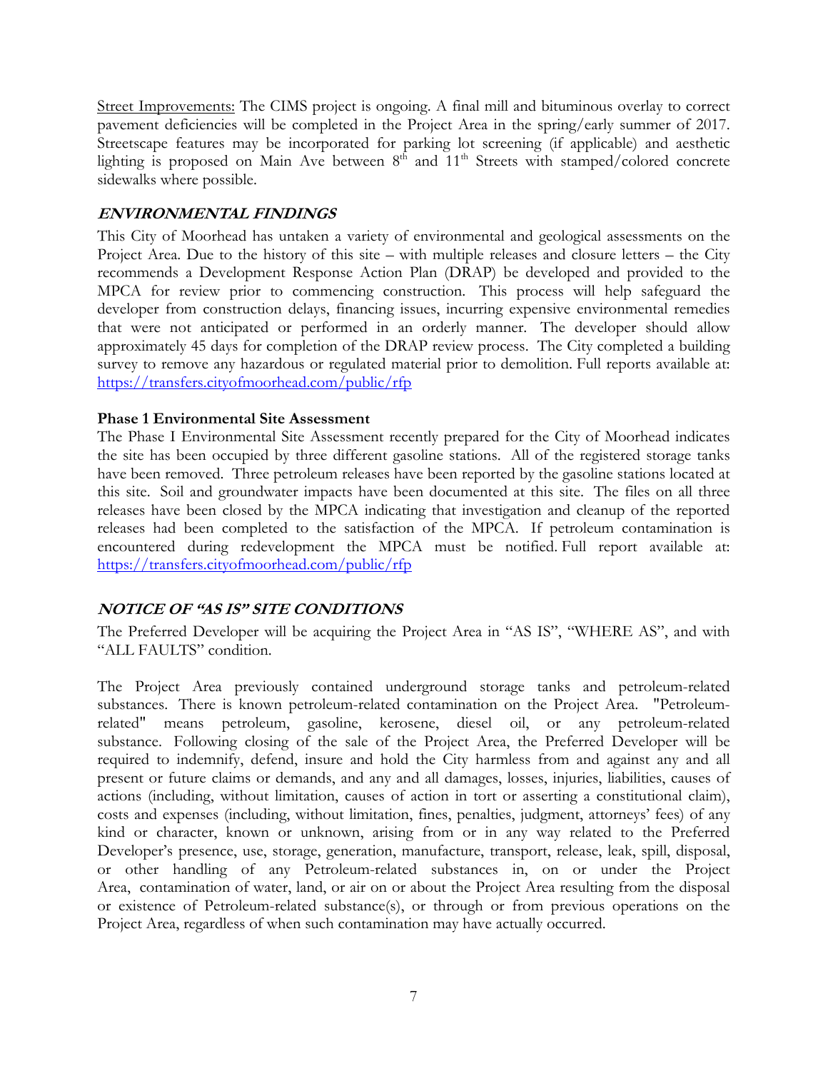Street Improvements: The CIMS project is ongoing. A final mill and bituminous overlay to correct pavement deficiencies will be completed in the Project Area in the spring/early summer of 2017. Streetscape features may be incorporated for parking lot screening (if applicable) and aesthetic lighting is proposed on Main Ave between 8th and 11th Streets with stamped/colored concrete sidewalks where possible.

## ***ENVIRONMENTAL FINDINGS***

This City of Moorhead has untaken a variety of environmental and geological assessments on the Project Area. Due to the history of this site – with multiple releases and closure letters – the City recommends a Development Response Action Plan (DRAP) be developed and provided to the MPCA for review prior to commencing construction. This process will help safeguard the developer from construction delays, financing issues, incurring expensive environmental remedies that were not anticipated or performed in an orderly manner. The developer should allow approximately 45 days for completion of the DRAP review process. The City completed a building survey to remove any hazardous or regulated material prior to demolition. Full reports available at: https://transfers.cityofmoorhead.com/public/rfp

### Phase 1 Environmental Site Assessment

The Phase I Environmental Site Assessment recently prepared for the City of Moorhead indicates the site has been occupied by three different gasoline stations. All of the registered storage tanks have been removed. Three petroleum releases have been reported by the gasoline stations located at this site. Soil and groundwater impacts have been documented at this site. The files on all three releases have been closed by the MPCA indicating that investigation and cleanup of the reported releases had been completed to the satisfaction of the MPCA. If petroleum contamination is encountered during redevelopment the MPCA must be notified. Full report available at: https://transfers.cityofmoorhead.com/public/rfp

## ***NOTICE OF "AS IS" SITE CONDITIONS***

The Preferred Developer will be acquiring the Project Area in "AS IS", "WHERE AS", and with "ALL FAULTS" condition.

The Project Area previously contained underground storage tanks and petroleum-related substances. There is known petroleum-related contamination on the Project Area. "Petroleum-related" means petroleum, gasoline, kerosene, diesel oil, or any petroleum-related substance. Following closing of the sale of the Project Area, the Preferred Developer will be required to indemnify, defend, insure and hold the City harmless from and against any and all present or future claims or demands, and any and all damages, losses, injuries, liabilities, causes of actions (including, without limitation, causes of action in tort or asserting a constitutional claim), costs and expenses (including, without limitation, fines, penalties, judgment, attorneys' fees) of any kind or character, known or unknown, arising from or in any way related to the Preferred Developer's presence, use, storage, generation, manufacture, transport, release, leak, spill, disposal, or other handling of any Petroleum-related substances in, on or under the Project Area, contamination of water, land, or air on or about the Project Area resulting from the disposal or existence of Petroleum-related substance(s), or through or from previous operations on the Project Area, regardless of when such contamination may have actually occurred.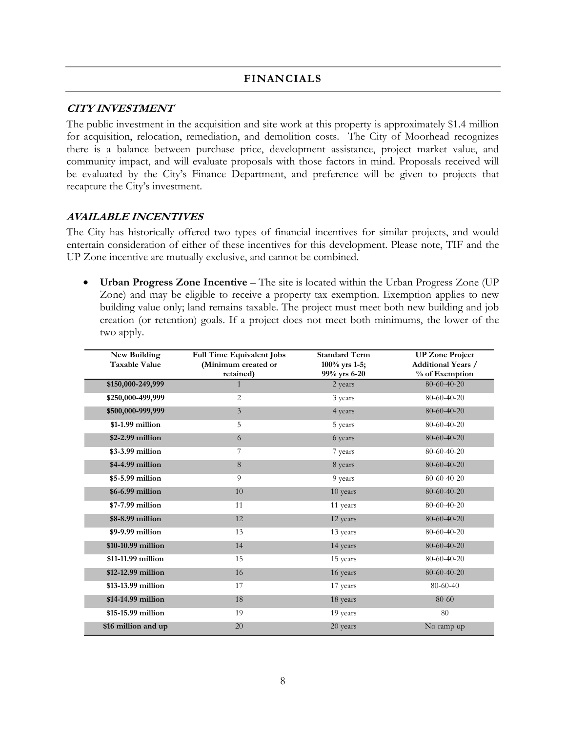## FINANCIALS

### *CITY INVESTMENT*

The public investment in the acquisition and site work at this property is approximately $1.4 million for acquisition, relocation, remediation, and demolition costs. The City of Moorhead recognizes there is a balance between purchase price, development assistance, project market value, and community impact, and will evaluate proposals with those factors in mind. Proposals received will be evaluated by the City's Finance Department, and preference will be given to projects that recapture the City's investment.

### *AVAILABLE INCENTIVES*

The City has historically offered two types of financial incentives for similar projects, and would entertain consideration of either of these incentives for this development. Please note, TIF and the UP Zone incentive are mutually exclusive, and cannot be combined.

- **Urban Progress Zone Incentive** – The site is located within the Urban Progress Zone (UP Zone) and may be eligible to receive a property tax exemption. Exemption applies to new building value only; land remains taxable. The project must meet both new building and job creation (or retention) goals. If a project does not meet both minimums, the lower of the two apply.

| New Building Taxable Value | Full Time Equivalent Jobs (Minimum created or retained) | Standard Term 100% yrs 1-5; 99% yrs 6-20 | UP Zone Project Additional Years / % of Exemption |
|---|---|---|---|
| **$150,000-249,999** | 1 | 2 years | 80-60-40-20 |
| **$250,000-499,999** | 2 | 3 years | 80-60-40-20 |
| **$500,000-999,999** | 3 | 4 years | 80-60-40-20 |
| **$1-1.99 million** | 5 | 5 years | 80-60-40-20 |
| **$2-2.99 million** | 6 | 6 years | 80-60-40-20 |
| **$3-3.99 million** | 7 | 7 years | 80-60-40-20 |
| **$4-4.99 million** | 8 | 8 years | 80-60-40-20 |
| **$5-5.99 million** | 9 | 9 years | 80-60-40-20 |
| **$6-6.99 million** | 10 | 10 years | 80-60-40-20 |
| **$7-7.99 million** | 11 | 11 years | 80-60-40-20 |
| **$8-8.99 million** | 12 | 12 years | 80-60-40-20 |
| **$9-9.99 million** | 13 | 13 years | 80-60-40-20 |
| **$10-10.99 million** | 14 | 14 years | 80-60-40-20 |
| **$11-11.99 million** | 15 | 15 years | 80-60-40-20 |
| **$12-12.99 million** | 16 | 16 years | 80-60-40-20 |
| **$13-13.99 million** | 17 | 17 years | 80-60-40 |
| **$14-14.99 million** | 18 | 18 years | 80-60 |
| **$15-15.99 million** | 19 | 19 years | 80 |
| **$16 million and up** | 20 | 20 years | No ramp up |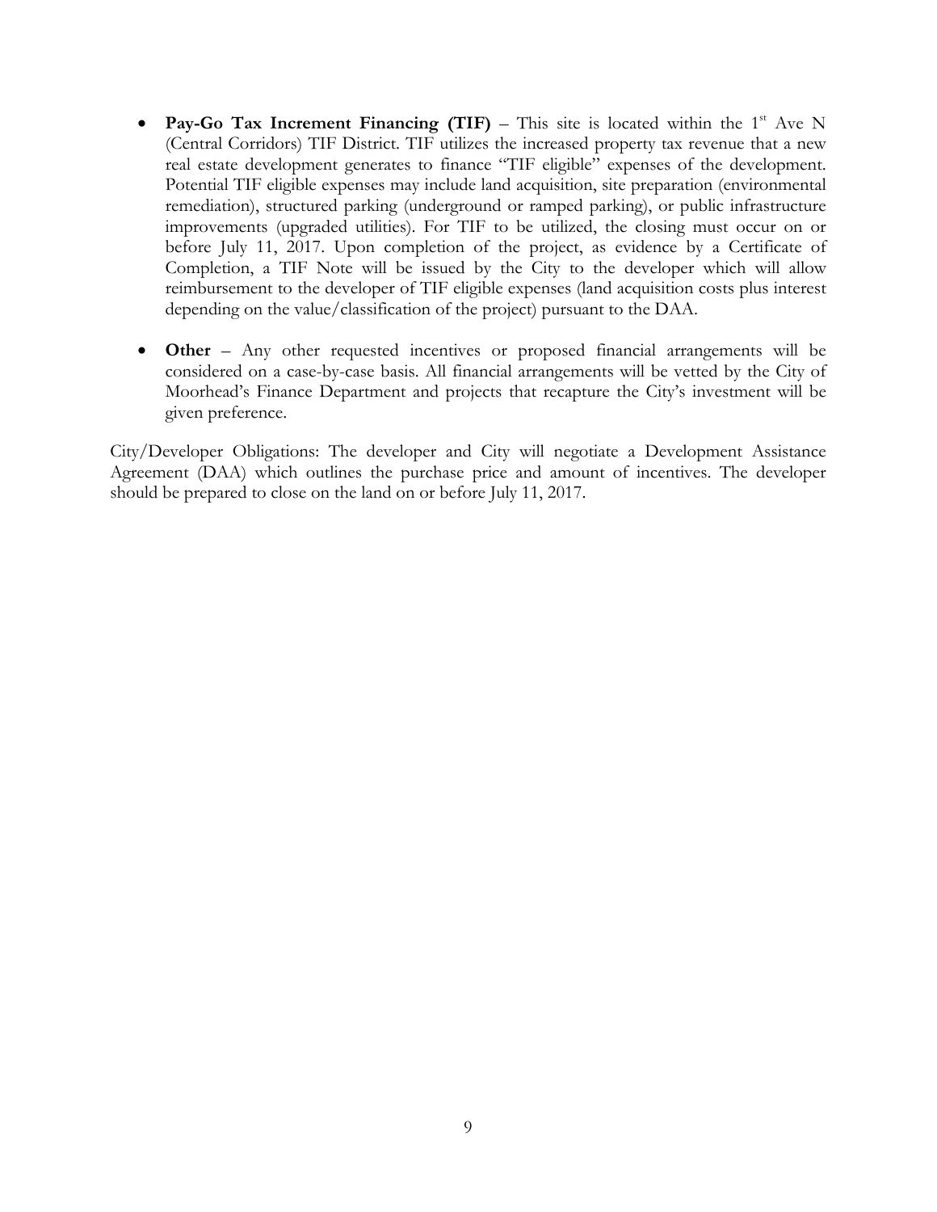- **Pay-Go Tax Increment Financing (TIF)** – This site is located within the 1st Ave N (Central Corridors) TIF District. TIF utilizes the increased property tax revenue that a new real estate development generates to finance "TIF eligible" expenses of the development. Potential TIF eligible expenses may include land acquisition, site preparation (environmental remediation), structured parking (underground or ramped parking), or public infrastructure improvements (upgraded utilities). For TIF to be utilized, the closing must occur on or before July 11, 2017. Upon completion of the project, as evidence by a Certificate of Completion, a TIF Note will be issued by the City to the developer which will allow reimbursement to the developer of TIF eligible expenses (land acquisition costs plus interest depending on the value/classification of the project) pursuant to the DAA.

- **Other** – Any other requested incentives or proposed financial arrangements will be considered on a case-by-case basis. All financial arrangements will be vetted by the City of Moorhead's Finance Department and projects that recapture the City's investment will be given preference.

City/Developer Obligations: The developer and City will negotiate a Development Assistance Agreement (DAA) which outlines the purchase price and amount of incentives. The developer should be prepared to close on the land on or before July 11, 2017.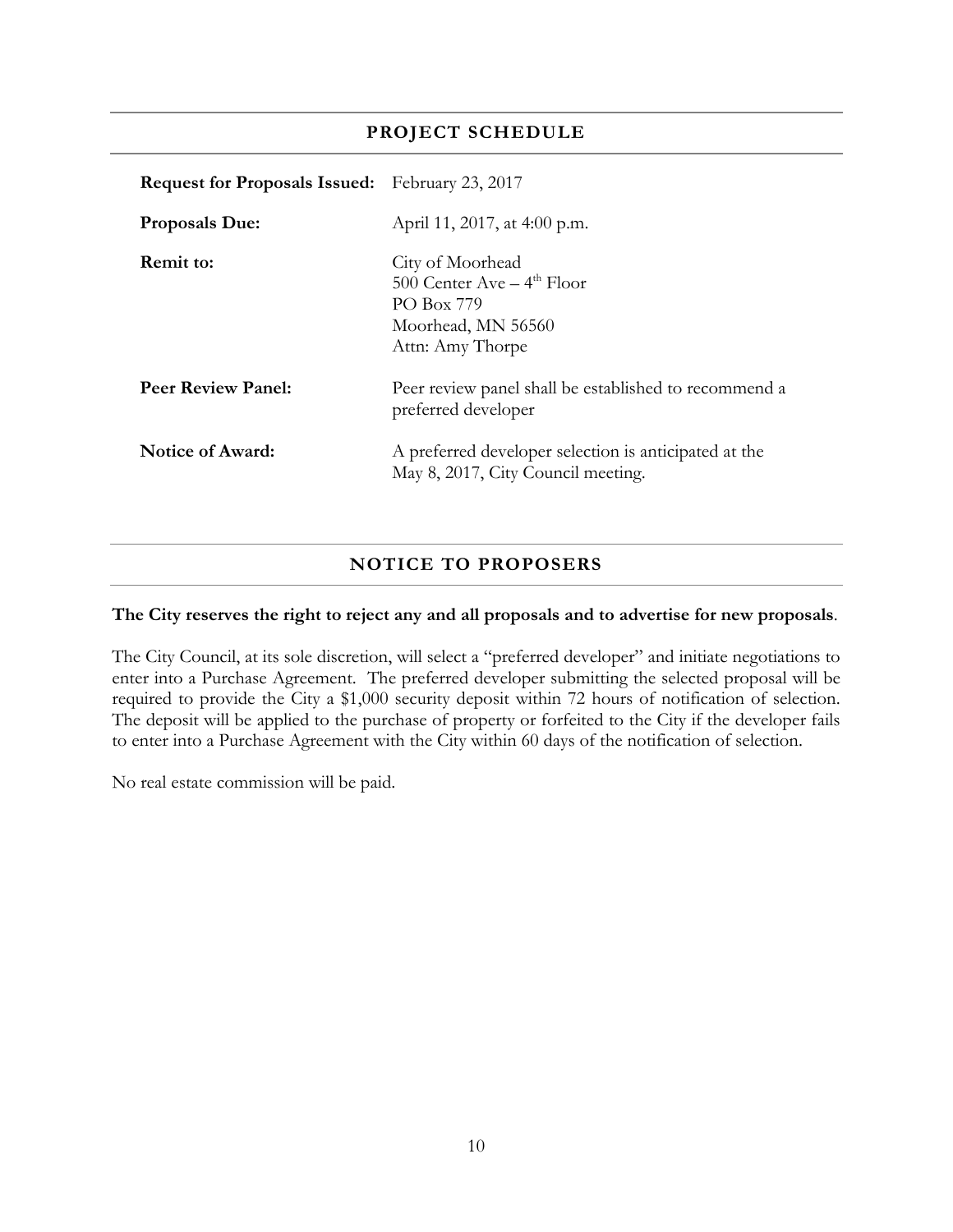## PROJECT SCHEDULE

**Request for Proposals Issued:** February 23, 2017

**Proposals Due:** April 11, 2017, at 4:00 p.m.

**Remit to:**
City of Moorhead
500 Center Ave – 4th Floor
PO Box 779
Moorhead, MN 56560
Attn: Amy Thorpe

**Peer Review Panel:** Peer review panel shall be established to recommend a preferred developer

**Notice of Award:** A preferred developer selection is anticipated at the May 8, 2017, City Council meeting.

## NOTICE TO PROPOSERS

**The City reserves the right to reject any and all proposals and to advertise for new proposals**.

The City Council, at its sole discretion, will select a "preferred developer" and initiate negotiations to enter into a Purchase Agreement. The preferred developer submitting the selected proposal will be required to provide the City a $1,000 security deposit within 72 hours of notification of selection. The deposit will be applied to the purchase of property or forfeited to the City if the developer fails to enter into a Purchase Agreement with the City within 60 days of the notification of selection.

No real estate commission will be paid.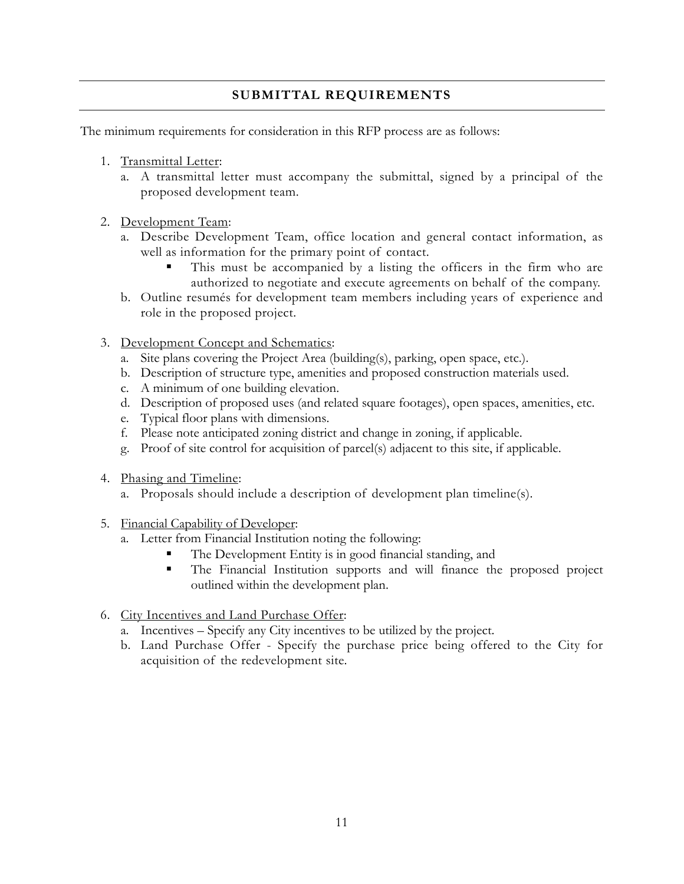## SUBMITTAL REQUIREMENTS

The minimum requirements for consideration in this RFP process are as follows:

1. Transmittal Letter:
   a. A transmittal letter must accompany the submittal, signed by a principal of the proposed development team.

2. Development Team:
   a. Describe Development Team, office location and general contact information, as well as information for the primary point of contact.
      - This must be accompanied by a listing the officers in the firm who are authorized to negotiate and execute agreements on behalf of the company.

   b. Outline resumés for development team members including years of experience and role in the proposed project.

3. Development Concept and Schematics:
   a. Site plans covering the Project Area (building(s), parking, open space, etc.).
   b. Description of structure type, amenities and proposed construction materials used.
   c. A minimum of one building elevation.
   d. Description of proposed uses (and related square footages), open spaces, amenities, etc.
   e. Typical floor plans with dimensions.
   f. Please note anticipated zoning district and change in zoning, if applicable.
   g. Proof of site control for acquisition of parcel(s) adjacent to this site, if applicable.

4. Phasing and Timeline:
   a. Proposals should include a description of development plan timeline(s).

5. Financial Capability of Developer:
   a. Letter from Financial Institution noting the following:
      - The Development Entity is in good financial standing, and
      - The Financial Institution supports and will finance the proposed project outlined within the development plan.

6. City Incentives and Land Purchase Offer:
   a. Incentives – Specify any City incentives to be utilized by the project.
   b. Land Purchase Offer - Specify the purchase price being offered to the City for acquisition of the redevelopment site.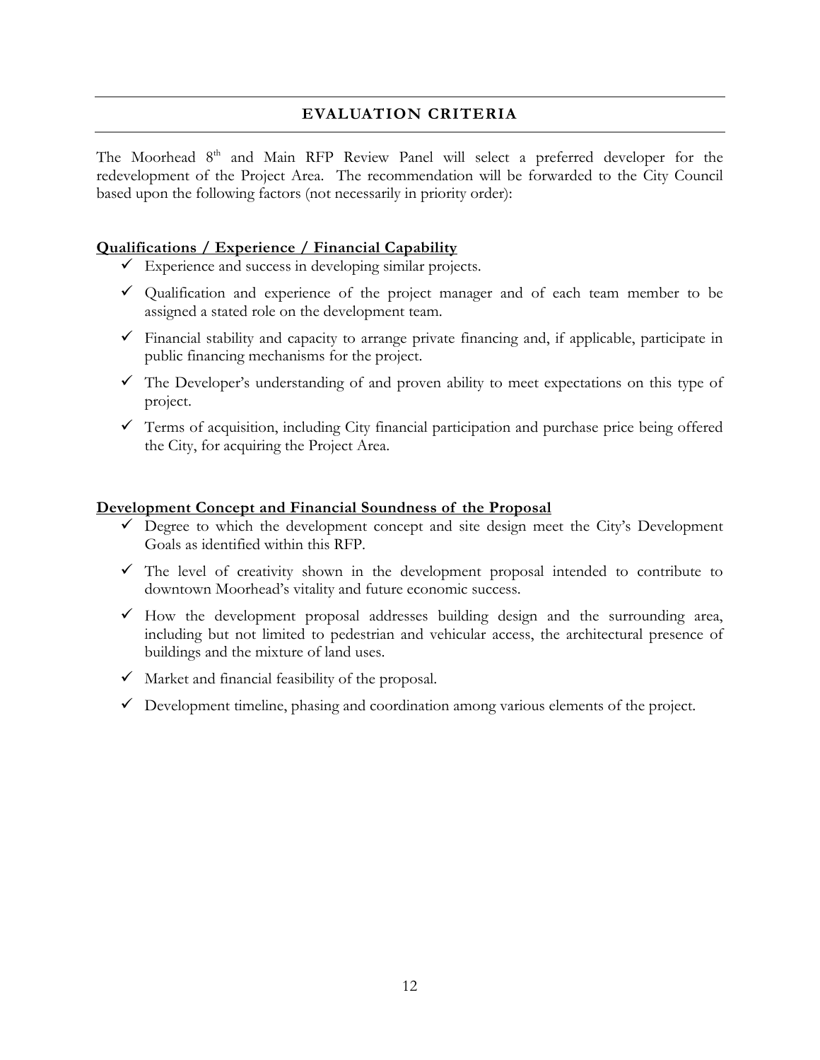## EVALUATION CRITERIA

The Moorhead 8th and Main RFP Review Panel will select a preferred developer for the redevelopment of the Project Area. The recommendation will be forwarded to the City Council based upon the following factors (not necessarily in priority order):

### Qualifications / Experience / Financial Capability

- ✓ Experience and success in developing similar projects.
- ✓ Qualification and experience of the project manager and of each team member to be assigned a stated role on the development team.
- ✓ Financial stability and capacity to arrange private financing and, if applicable, participate in public financing mechanisms for the project.
- ✓ The Developer's understanding of and proven ability to meet expectations on this type of project.
- ✓ Terms of acquisition, including City financial participation and purchase price being offered the City, for acquiring the Project Area.

### Development Concept and Financial Soundness of the Proposal

- ✓ Degree to which the development concept and site design meet the City's Development Goals as identified within this RFP.
- ✓ The level of creativity shown in the development proposal intended to contribute to downtown Moorhead's vitality and future economic success.
- ✓ How the development proposal addresses building design and the surrounding area, including but not limited to pedestrian and vehicular access, the architectural presence of buildings and the mixture of land uses.
- ✓ Market and financial feasibility of the proposal.
- ✓ Development timeline, phasing and coordination among various elements of the project.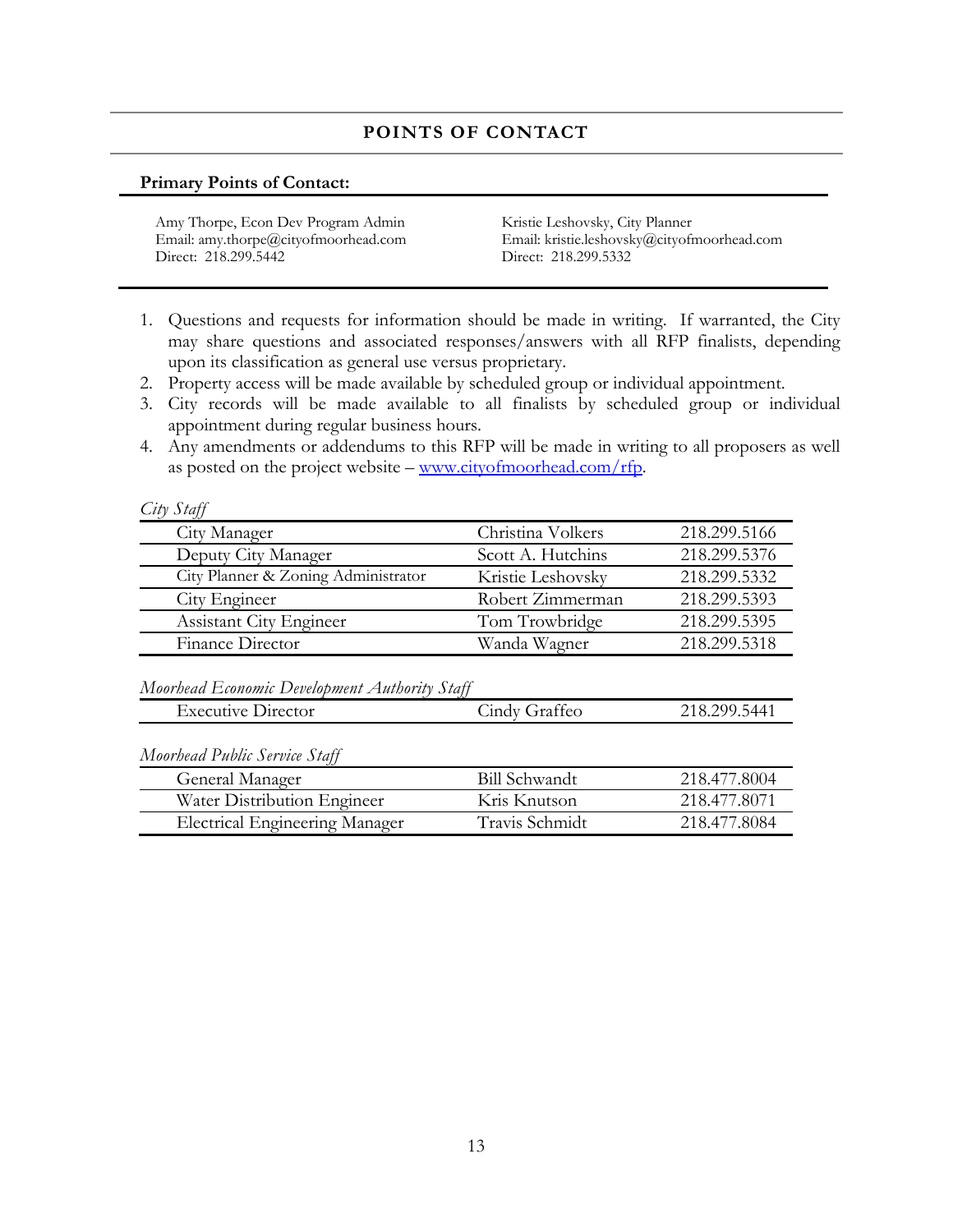## POINTS OF CONTACT

**Primary Points of Contact:**

Amy Thorpe, Econ Dev Program Admin
Email: amy.thorpe@cityofmoorhead.com
Direct: 218.299.5442

Kristie Leshovsky, City Planner
Email: kristie.leshovsky@cityofmoorhead.com
Direct: 218.299.5332

1. Questions and requests for information should be made in writing. If warranted, the City may share questions and associated responses/answers with all RFP finalists, depending upon its classification as general use versus proprietary.
2. Property access will be made available by scheduled group or individual appointment.
3. City records will be made available to all finalists by scheduled group or individual appointment during regular business hours.
4. Any amendments or addendums to this RFP will be made in writing to all proposers as well as posted on the project website – [www.cityofmoorhead.com/rfp](http://www.cityofmoorhead.com/rfp).

*City Staff*

| | | |
|---|---|---|
| City Manager | Christina Volkers | 218.299.5166 |
| Deputy City Manager | Scott A. Hutchins | 218.299.5376 |
| City Planner & Zoning Administrator | Kristie Leshovsky | 218.299.5332 |
| City Engineer | Robert Zimmerman | 218.299.5393 |
| Assistant City Engineer | Tom Trowbridge | 218.299.5395 |
| Finance Director | Wanda Wagner | 218.299.5318 |

*Moorhead Economic Development Authority Staff*

| | | |
|---|---|---|
| Executive Director | Cindy Graffeo | 218.299.5441 |

*Moorhead Public Service Staff*

| | | |
|---|---|---|
| General Manager | Bill Schwandt | 218.477.8004 |
| Water Distribution Engineer | Kris Knutson | 218.477.8071 |
| Electrical Engineering Manager | Travis Schmidt | 218.477.8084 |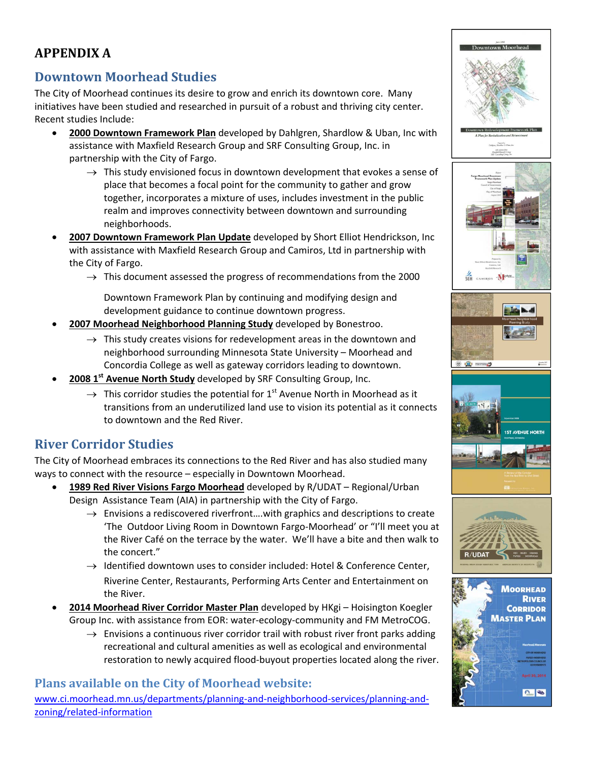# APPENDIX A

## Downtown Moorhead Studies

The City of Moorhead continues its desire to grow and enrich its downtown core. Many initiatives have been studied and researched in pursuit of a robust and thriving city center. Recent studies Include:

- **2000 Downtown Framework Plan** developed by Dahlgren, Shardlow & Uban, Inc with assistance with Maxfield Research Group and SRF Consulting Group, Inc. in partnership with the City of Fargo.
  - → This study envisioned focus in downtown development that evokes a sense of place that becomes a focal point for the community to gather and grow together, incorporates a mixture of uses, includes investment in the public realm and improves connectivity between downtown and surrounding neighborhoods.
- **2007 Downtown Framework Plan Update** developed by Short Elliot Hendrickson, Inc with assistance with Maxfield Research Group and Camiros, Ltd in partnership with the City of Fargo.
  - → This document assessed the progress of recommendations from the 2000 Downtown Framework Plan by continuing and modifying design and development guidance to continue downtown progress.
- **2007 Moorhead Neighborhood Planning Study** developed by Bonestroo.
  - → This study creates visions for redevelopment areas in the downtown and neighborhood surrounding Minnesota State University – Moorhead and Concordia College as well as gateway corridors leading to downtown.
- **2008 1st Avenue North Study** developed by SRF Consulting Group, Inc.
  - → This corridor studies the potential for 1st Avenue North in Moorhead as it transitions from an underutilized land use to vision its potential as it connects to downtown and the Red River.

## River Corridor Studies

The City of Moorhead embraces its connections to the Red River and has also studied many ways to connect with the resource – especially in Downtown Moorhead.

- **1989 Red River Visions Fargo Moorhead** developed by R/UDAT – Regional/Urban Design Assistance Team (AIA) in partnership with the City of Fargo.
  - → Envisions a rediscovered riverfront….with graphics and descriptions to create 'The Outdoor Living Room in Downtown Fargo-Moorhead' or "I'll meet you at the River Café on the terrace by the water. We'll have a bite and then walk to the concert."
  - → Identified downtown uses to consider included: Hotel & Conference Center, Riverine Center, Restaurants, Performing Arts Center and Entertainment on the River.
- **2014 Moorhead River Corridor Master Plan** developed by HKgi – Hoisington Koegler Group Inc. with assistance from EOR: water-ecology-community and FM MetroCOG.
  - → Envisions a continuous river corridor trail with robust river front parks adding recreational and cultural amenities as well as ecological and environmental restoration to newly acquired flood-buyout properties located along the river.

## Plans available on the City of Moorhead website:

www.ci.moorhead.mn.us/departments/planning-and-neighborhood-services/planning-and-zoning/related-information